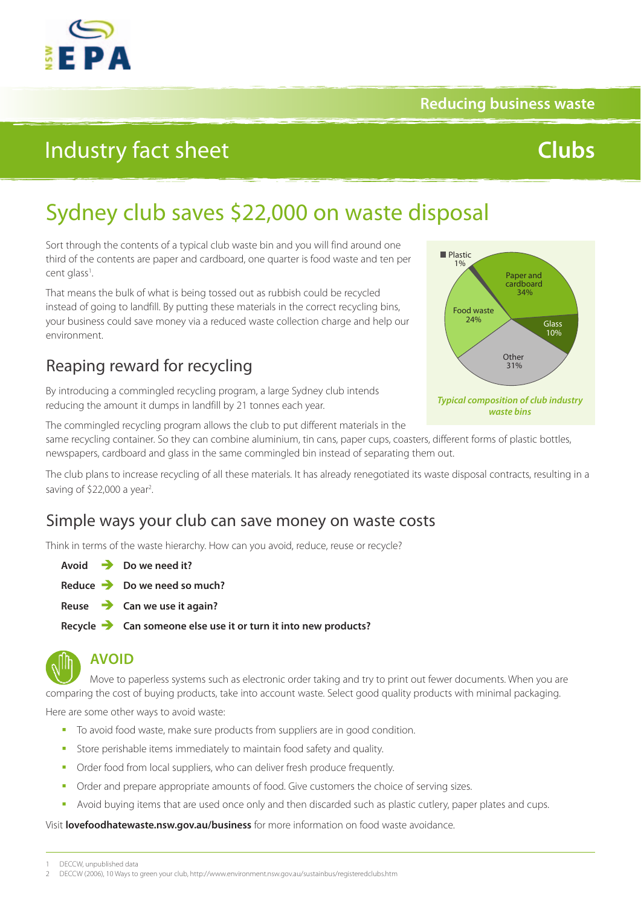Reducing business waste

Industry fact sheet **Clubs**

# Sydney club saves $22,000 on waste disposal

Sort through the contents of a typical club waste bin and you will find around one third of the contents are paper and cardboard, one quarter is food waste and ten per cent glass[1].

That means the bulk of what is being tossed out as rubbish could be recycled instead of going to landfill. By putting these materials in the correct recycling bins, your business could save money via a reduced waste collection charge and help our environment.

Plastic 1%
Paper and cardboard 34%
Food waste 24%
Glass 10%
Other 31%

*Typical composition of club industry waste bins*

## Reaping reward for recycling

By introducing a commingled recycling program, a large Sydney club intends reducing the amount it dumps in landfill by 21 tonnes each year.

The commingled recycling program allows the club to put different materials in the same recycling container. So they can combine aluminium, tin cans, paper cups, coasters, different forms of plastic bottles, newspapers, cardboard and glass in the same commingled bin instead of separating them out.

The club plans to increase recycling of all these materials. It has already renegotiated its waste disposal contracts, resulting in a saving of $22,000 a year[2].

## Simple ways your club can save money on waste costs

Think in terms of the waste hierarchy. How can you avoid, reduce, reuse or recycle?

**Avoid** ➔ **Do we need it?**

**Reduce** ➔ **Do we need so much?**

**Reuse** ➔ **Can we use it again?**

**Recycle** ➔ **Can someone else use it or turn it into new products?**

## AVOID

Move to paperless systems such as electronic order taking and try to print out fewer documents. When you are comparing the cost of buying products, take into account waste. Select good quality products with minimal packaging.

Here are some other ways to avoid waste:

- To avoid food waste, make sure products from suppliers are in good condition.
- Store perishable items immediately to maintain food safety and quality.
- Order food from local suppliers, who can deliver fresh produce frequently.
- Order and prepare appropriate amounts of food. Give customers the choice of serving sizes.
- Avoid buying items that are used once only and then discarded such as plastic cutlery, paper plates and cups.

Visit **lovefoodhatewaste.nsw.gov.au/business** for more information on food waste avoidance.

1 DECCW, unpublished data
2 DECCW (2006), 10 Ways to green your club, http://www.environment.nsw.gov.au/sustainbus/registeredclubs.htm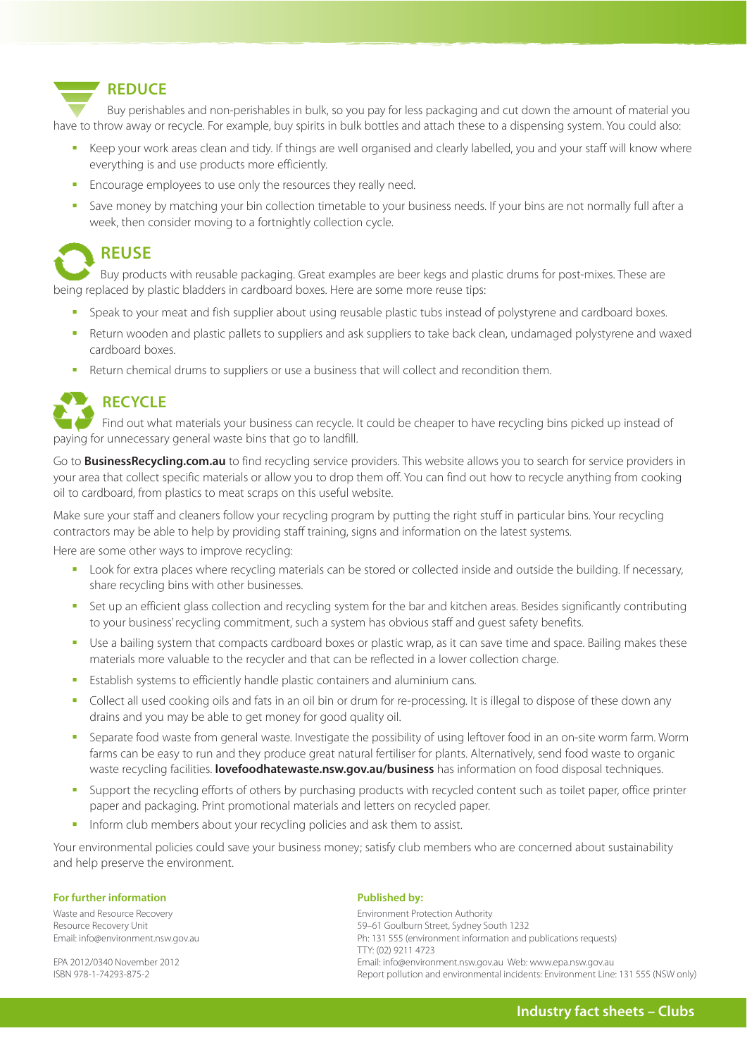## REDUCE

Buy perishables and non-perishables in bulk, so you pay for less packaging and cut down the amount of material you have to throw away or recycle. For example, buy spirits in bulk bottles and attach these to a dispensing system. You could also:

- Keep your work areas clean and tidy. If things are well organised and clearly labelled, you and your staff will know where everything is and use products more efficiently.
- Encourage employees to use only the resources they really need.
- Save money by matching your bin collection timetable to your business needs. If your bins are not normally full after a week, then consider moving to a fortnightly collection cycle.

## REUSE

Buy products with reusable packaging. Great examples are beer kegs and plastic drums for post-mixes. These are being replaced by plastic bladders in cardboard boxes. Here are some more reuse tips:

- Speak to your meat and fish supplier about using reusable plastic tubs instead of polystyrene and cardboard boxes.
- Return wooden and plastic pallets to suppliers and ask suppliers to take back clean, undamaged polystyrene and waxed cardboard boxes.
- Return chemical drums to suppliers or use a business that will collect and recondition them.

## RECYCLE

Find out what materials your business can recycle. It could be cheaper to have recycling bins picked up instead of paying for unnecessary general waste bins that go to landfill.

Go to **BusinessRecycling.com.au** to find recycling service providers. This website allows you to search for service providers in your area that collect specific materials or allow you to drop them off. You can find out how to recycle anything from cooking oil to cardboard, from plastics to meat scraps on this useful website.

Make sure your staff and cleaners follow your recycling program by putting the right stuff in particular bins. Your recycling contractors may be able to help by providing staff training, signs and information on the latest systems.

Here are some other ways to improve recycling:

- Look for extra places where recycling materials can be stored or collected inside and outside the building. If necessary, share recycling bins with other businesses.
- Set up an efficient glass collection and recycling system for the bar and kitchen areas. Besides significantly contributing to your business' recycling commitment, such a system has obvious staff and guest safety benefits.
- Use a bailing system that compacts cardboard boxes or plastic wrap, as it can save time and space. Bailing makes these materials more valuable to the recycler and that can be reflected in a lower collection charge.
- Establish systems to efficiently handle plastic containers and aluminium cans.
- Collect all used cooking oils and fats in an oil bin or drum for re-processing. It is illegal to dispose of these down any drains and you may be able to get money for good quality oil.
- Separate food waste from general waste. Investigate the possibility of using leftover food in an on-site worm farm. Worm farms can be easy to run and they produce great natural fertiliser for plants. Alternatively, send food waste to organic waste recycling facilities. **lovefoodhatewaste.nsw.gov.au/business** has information on food disposal techniques.
- Support the recycling efforts of others by purchasing products with recycled content such as toilet paper, office printer paper and packaging. Print promotional materials and letters on recycled paper.
- Inform club members about your recycling policies and ask them to assist.

Your environmental policies could save your business money; satisfy club members who are concerned about sustainability and help preserve the environment.

**For further information**

Waste and Resource Recovery
Resource Recovery Unit
Email: info@environment.nsw.gov.au

EPA 2012/0340 November 2012
ISBN 978-1-74293-875-2

**Published by:**

Environment Protection Authority
59–61 Goulburn Street, Sydney South 1232
Ph: 131 555 (environment information and publications requests)
TTY: (02) 9211 4723
Email: info@environment.nsw.gov.au Web: www.epa.nsw.gov.au
Report pollution and environmental incidents: Environment Line: 131 555 (NSW only)

**Industry fact sheets – Clubs**